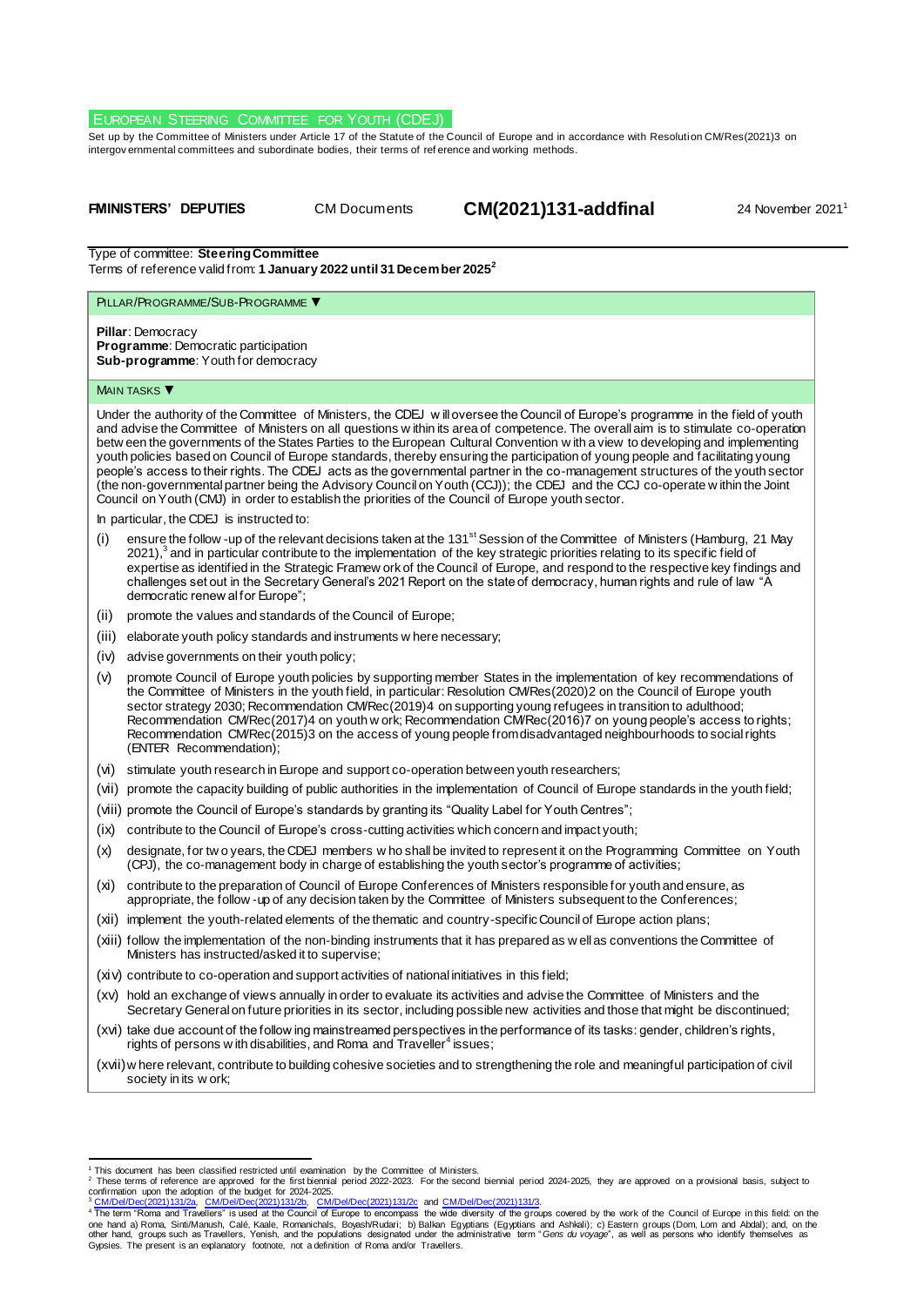# EUROPEAN STEERING COMMITTEE FOR YOUTH (CDEJ)

Set up by the Committee of Ministers under Article 17 of the Statute of the Council of Europe and in accordance with Resolution CM/Res(2021)3 on intergovernmental committees and subordinate bodies, their terms of reference and working methods.

**FMINISTERS' DEPUTIES** CM Documents **CM(2021)131-addfinal** 24 November 2021[1]

Type of committee: **Steering Committee**
Terms of reference valid from: **1 January 2022 until 31 December 2025**[2]

PILLAR/PROGRAMME/SUB-PROGRAMME ▼

**Pillar**: Democracy
**Programme**: Democratic participation
**Sub-programme**: Youth for democracy

MAIN TASKS ▼

Under the authority of the Committee of Ministers, the CDEJ will oversee the Council of Europe's programme in the field of youth and advise the Committee of Ministers on all questions within its area of competence. The overall aim is to stimulate co-operation between the governments of the States Parties to the European Cultural Convention with a view to developing and implementing youth policies based on Council of Europe standards, thereby ensuring the participation of young people and facilitating young people's access to their rights. The CDEJ acts as the governmental partner in the co-management structures of the youth sector (the non-governmental partner being the Advisory Council on Youth (CCJ)); the CDEJ and the CCJ co-operate within the Joint Council on Youth (CMJ) in order to establish the priorities of the Council of Europe youth sector.

In particular, the CDEJ is instructed to:

(i) ensure the follow-up of the relevant decisions taken at the 131st Session of the Committee of Ministers (Hamburg, 21 May 2021),[3] and in particular contribute to the implementation of the key strategic priorities relating to its specific field of expertise as identified in the Strategic Framework of the Council of Europe, and respond to the respective key findings and challenges set out in the Secretary General's 2021 Report on the state of democracy, human rights and rule of law "A democratic renewal for Europe";

(ii) promote the values and standards of the Council of Europe;

(iii) elaborate youth policy standards and instruments where necessary;

(iv) advise governments on their youth policy;

(v) promote Council of Europe youth policies by supporting member States in the implementation of key recommendations of the Committee of Ministers in the youth field, in particular: Resolution CM/Res(2020)2 on the Council of Europe youth sector strategy 2030; Recommendation CM/Rec(2019)4 on supporting young refugees in transition to adulthood; Recommendation CM/Rec(2017)4 on youth work; Recommendation CM/Rec(2016)7 on young people's access to rights; Recommendation CM/Rec(2015)3 on the access of young people from disadvantaged neighbourhoods to social rights (ENTER Recommendation);

(vi) stimulate youth research in Europe and support co-operation between youth researchers;

(vii) promote the capacity building of public authorities in the implementation of Council of Europe standards in the youth field;

(viii) promote the Council of Europe's standards by granting its "Quality Label for Youth Centres";

(ix) contribute to the Council of Europe's cross-cutting activities which concern and impact youth;

(x) designate, for two years, the CDEJ members who shall be invited to represent it on the Programming Committee on Youth (CPJ), the co-management body in charge of establishing the youth sector's programme of activities;

(xi) contribute to the preparation of Council of Europe Conferences of Ministers responsible for youth and ensure, as appropriate, the follow-up of any decision taken by the Committee of Ministers subsequent to the Conferences;

(xii) implement the youth-related elements of the thematic and country-specific Council of Europe action plans;

(xiii) follow the implementation of the non-binding instruments that it has prepared as well as conventions the Committee of Ministers has instructed/asked it to supervise;

(xiv) contribute to co-operation and support activities of national initiatives in this field;

(xv) hold an exchange of views annually in order to evaluate its activities and advise the Committee of Ministers and the Secretary General on future priorities in its sector, including possible new activities and those that might be discontinued;

(xvi) take due account of the following mainstreamed perspectives in the performance of its tasks: gender, children's rights, rights of persons with disabilities, and Roma and Traveller[4] issues;

(xvii) where relevant, contribute to building cohesive societies and to strengthening the role and meaningful participation of civil society in its work;

---

[1] This document has been classified restricted until examination by the Committee of Ministers.
[2] These terms of reference are approved for the first biennial period 2022-2023. For the second biennial period 2024-2025, they are approved on a provisional basis, subject to confirmation upon the adoption of the budget for 2024-2025.
[3] CM/Del/Dec(2021)131/2a, CM/Del/Dec(2021)131/2b, CM/Del/Dec(2021)131/2c and CM/Del/Dec(2021)131/3.
[4] The term "Roma and Travellers" is used at the Council of Europe to encompass the wide diversity of the groups covered by the work of the Council of Europe in this field: on the one hand a) Roma, Sinti/Manush, Calé, Kaale, Romanichals, Boyash/Rudari; b) Balkan Egyptians (Egyptians and Ashkali); c) Eastern groups (Dom, Lom and Abdal); and, on the other hand, groups such as Travellers, Yenish, and the populations designated under the administrative term "*Gens du voyage*", as well as persons who identify themselves as Gypsies. The present is an explanatory footnote, not a definition of Roma and/or Travellers.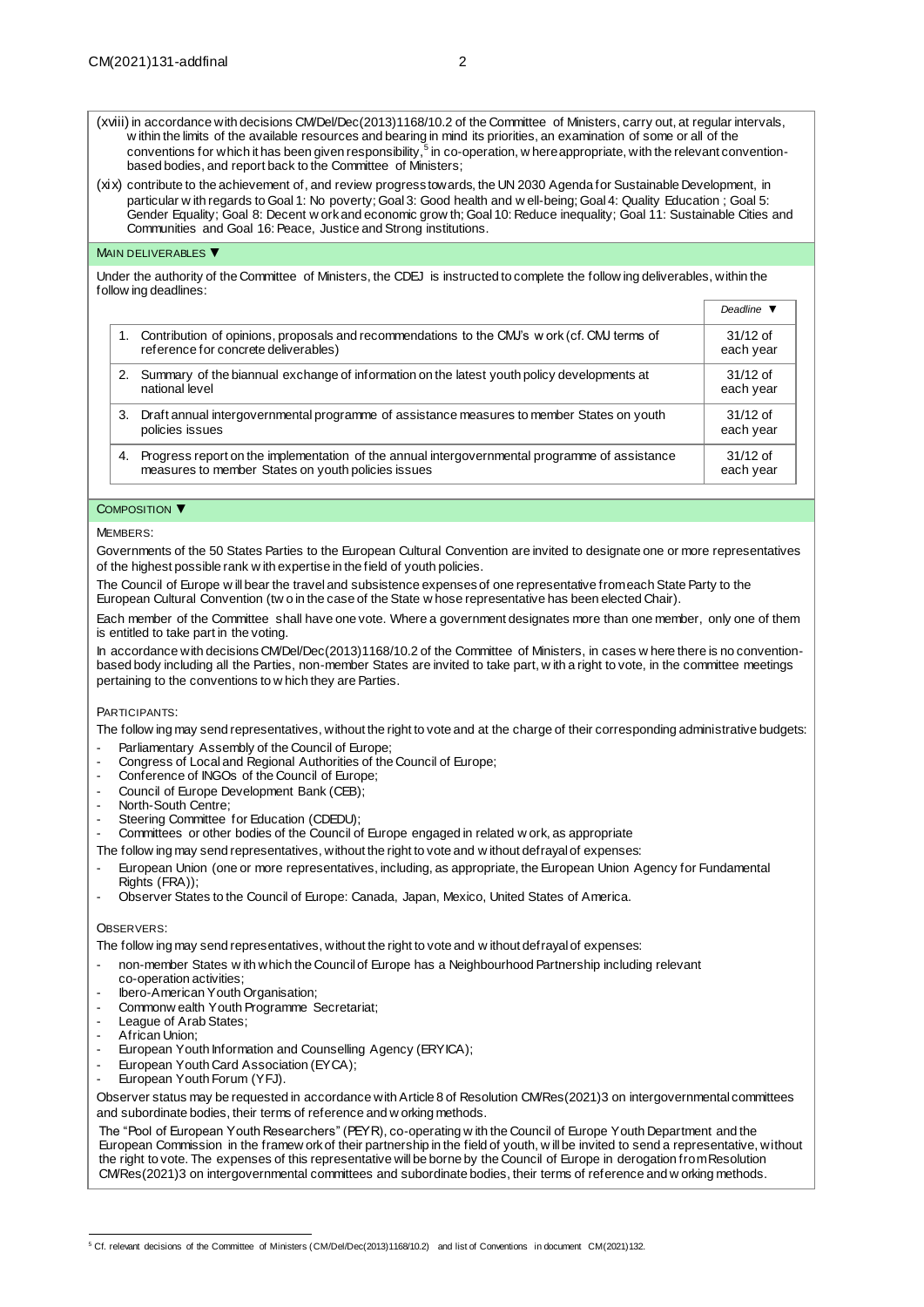(xviii) in accordance with decisions CM/Del/Dec(2013)1168/10.2 of the Committee of Ministers, carry out, at regular intervals, within the limits of the available resources and bearing in mind its priorities, an examination of some or all of the conventions for which it has been given responsibility,[5] in co-operation, where appropriate, with the relevant convention-based bodies, and report back to the Committee of Ministers;

(xix) contribute to the achievement of, and review progress towards, the UN 2030 Agenda for Sustainable Development, in particular with regards to Goal 1: No poverty; Goal 3: Good health and well-being; Goal 4: Quality Education ; Goal 5: Gender Equality; Goal 8: Decent work and economic growth; Goal 10: Reduce inequality; Goal 11: Sustainable Cities and Communities and Goal 16: Peace, Justice and Strong institutions.

## MAIN DELIVERABLES ▼

Under the authority of the Committee of Ministers, the CDEJ is instructed to complete the following deliverables, within the following deadlines:

| | Deadline ▼ |
|---|---|
| 1. Contribution of opinions, proposals and recommendations to the CMJ's work (cf. CMJ terms of reference for concrete deliverables) | 31/12 of each year |
| 2. Summary of the biannual exchange of information on the latest youth policy developments at national level | 31/12 of each year |
| 3. Draft annual intergovernmental programme of assistance measures to member States on youth policies issues | 31/12 of each year |
| 4. Progress report on the implementation of the annual intergovernmental programme of assistance measures to member States on youth policies issues | 31/12 of each year |

## COMPOSITION ▼

MEMBERS:

Governments of the 50 States Parties to the European Cultural Convention are invited to designate one or more representatives of the highest possible rank with expertise in the field of youth policies.

The Council of Europe will bear the travel and subsistence expenses of one representative from each State Party to the European Cultural Convention (two in the case of the State whose representative has been elected Chair).

Each member of the Committee shall have one vote. Where a government designates more than one member, only one of them is entitled to take part in the voting.

In accordance with decisions CM/Del/Dec(2013)1168/10.2 of the Committee of Ministers, in cases where there is no convention-based body including all the Parties, non-member States are invited to take part, with a right to vote, in the committee meetings pertaining to the conventions to which they are Parties.

PARTICIPANTS:

The following may send representatives, without the right to vote and at the charge of their corresponding administrative budgets:

- Parliamentary Assembly of the Council of Europe;
- Congress of Local and Regional Authorities of the Council of Europe;
- Conference of INGOs of the Council of Europe;
- Council of Europe Development Bank (CEB);
- North-South Centre;
- Steering Committee for Education (CDEDU);
- Committees or other bodies of the Council of Europe engaged in related work, as appropriate

The following may send representatives, without the right to vote and without defrayal of expenses:

- European Union (one or more representatives, including, as appropriate, the European Union Agency for Fundamental Rights (FRA));
- Observer States to the Council of Europe: Canada, Japan, Mexico, United States of America.

OBSERVERS:

The following may send representatives, without the right to vote and without defrayal of expenses:

- non-member States with which the Council of Europe has a Neighbourhood Partnership including relevant co-operation activities;
- Ibero-American Youth Organisation;
- Commonwealth Youth Programme Secretariat;
- League of Arab States;
- African Union;
- European Youth Information and Counselling Agency (ERYICA);
- European Youth Card Association (EYCA);
- European Youth Forum (YFJ).

Observer status may be requested in accordance with Article 8 of Resolution CM/Res(2021)3 on intergovernmental committees and subordinate bodies, their terms of reference and working methods.

The "Pool of European Youth Researchers" (PEYR), co-operating with the Council of Europe Youth Department and the European Commission in the framework of their partnership in the field of youth, will be invited to send a representative, without the right to vote. The expenses of this representative will be borne by the Council of Europe in derogation from Resolution CM/Res(2021)3 on intergovernmental committees and subordinate bodies, their terms of reference and working methods.

[5] Cf. relevant decisions of the Committee of Ministers (CM/Del/Dec(2013)1168/10.2) and list of Conventions in document CM(2021)132.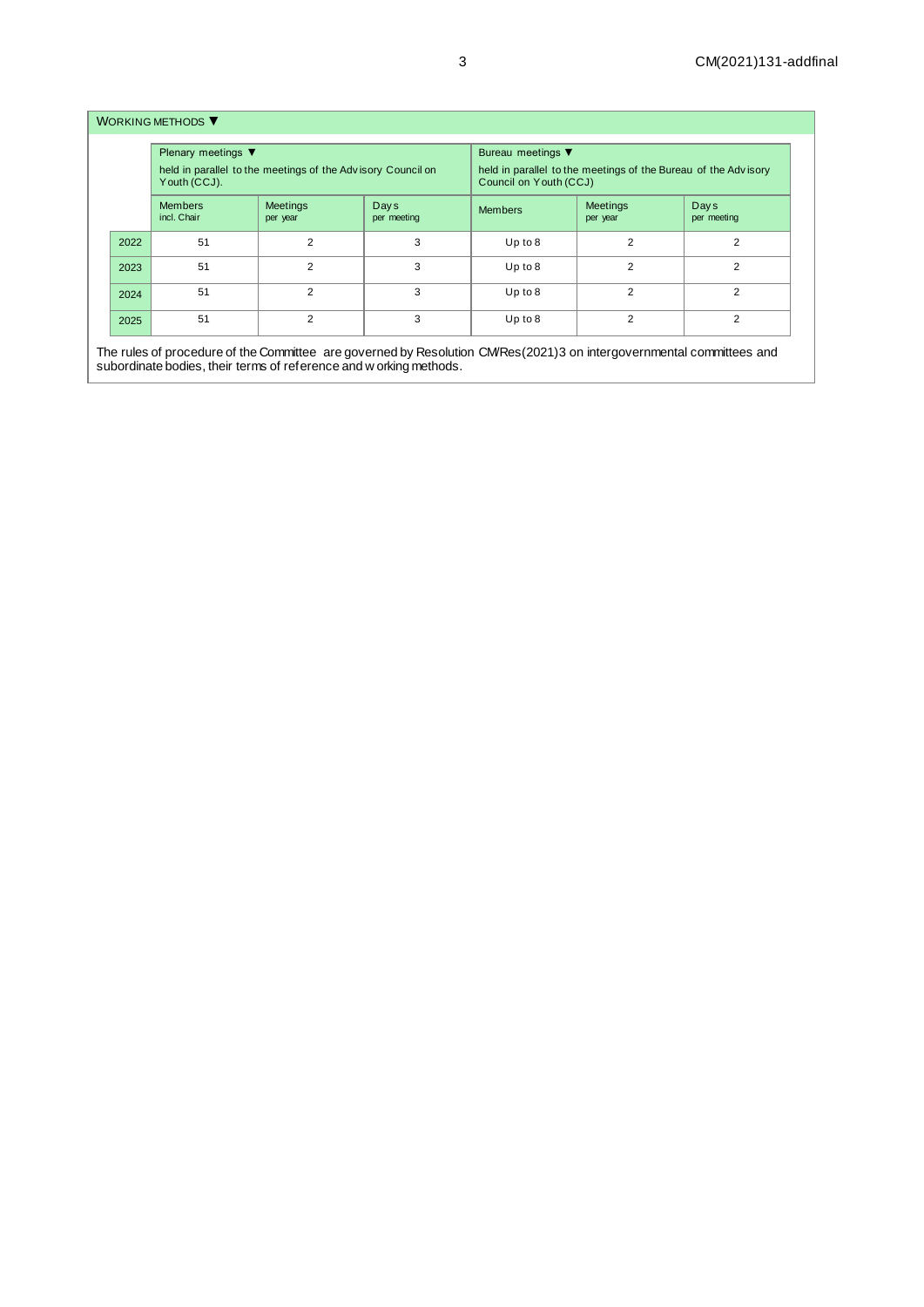WORKING METHODS ▼

| | Plenary meetings ▼ held in parallel to the meetings of the Advisory Council on Youth (CCJ). | | | Bureau meetings ▼ held in parallel to the meetings of the Bureau of the Advisory Council on Youth (CCJ) | | |
|---|---|---|---|---|---|---|
| | Members incl. Chair | Meetings per year | Days per meeting | Members | Meetings per year | Days per meeting |
| 2022 | 51 | 2 | 3 | Up to 8 | 2 | 2 |
| 2023 | 51 | 2 | 3 | Up to 8 | 2 | 2 |
| 2024 | 51 | 2 | 3 | Up to 8 | 2 | 2 |
| 2025 | 51 | 2 | 3 | Up to 8 | 2 | 2 |

The rules of procedure of the Committee are governed by Resolution CM/Res(2021)3 on intergovernmental committees and subordinate bodies, their terms of reference and working methods.